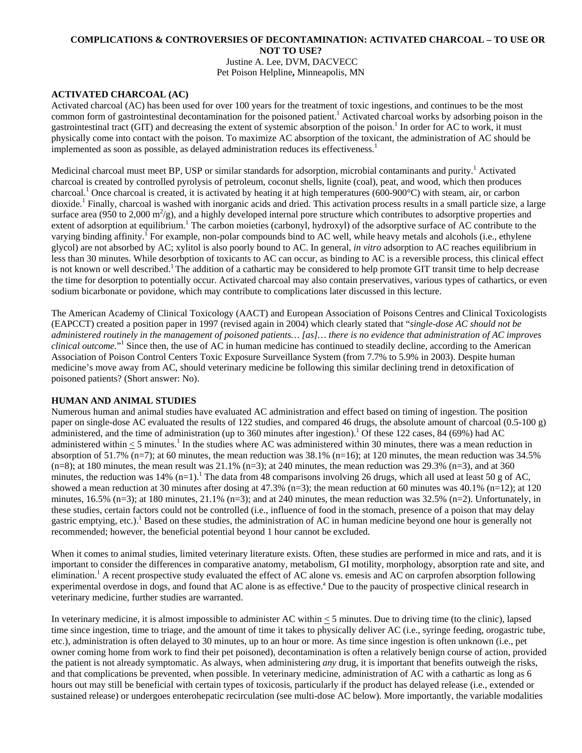**COMPLICATIONS & CONTROVERSIES OF DECONTAMINATION: ACTIVATED CHARCOAL – TO USE OR NOT TO USE?**

Justine A. Lee, DVM, DACVECC
Pet Poison Helpline**,** Minneapolis, MN

## ACTIVATED CHARCOAL (AC)

Activated charcoal (AC) has been used for over 100 years for the treatment of toxic ingestions, and continues to be the most common form of gastrointestinal decontamination for the poisoned patient.[1] Activated charcoal works by adsorbing poison in the gastrointestinal tract (GIT) and decreasing the extent of systemic absorption of the poison.[1] In order for AC to work, it must physically come into contact with the poison. To maximize AC absorption of the toxicant, the administration of AC should be implemented as soon as possible, as delayed administration reduces its effectiveness.[1]

Medicinal charcoal must meet BP, USP or similar standards for adsorption, microbial contaminants and purity.[1] Activated charcoal is created by controlled pyrolysis of petroleum, coconut shells, lignite (coal), peat, and wood, which then produces charcoal.[1] Once charcoal is created, it is activated by heating it at high temperatures (600-900°C) with steam, air, or carbon dioxide.[1] Finally, charcoal is washed with inorganic acids and dried. This activation process results in a small particle size, a large surface area (950 to 2,000 $m^2$/g), and a highly developed internal pore structure which contributes to adsorptive properties and extent of adsorption at equilibrium.[1] The carbon moieties (carbonyl, hydroxyl) of the adsorptive surface of AC contribute to the varying binding affinity.[1] For example, non-polar compounds bind to AC well, while heavy metals and alcohols (i.e., ethylene glycol) are not absorbed by AC; xylitol is also poorly bound to AC. In general, *in vitro* adsorption to AC reaches equilibrium in less than 30 minutes. While desorbption of toxicants to AC can occur, as binding to AC is a reversible process, this clinical effect is not known or well described.[1] The addition of a cathartic may be considered to help promote GIT transit time to help decrease the time for desorption to potentially occur. Activated charcoal may also contain preservatives, various types of cathartics, or even sodium bicarbonate or povidone, which may contribute to complications later discussed in this lecture.

The American Academy of Clinical Toxicology (AACT) and European Association of Poisons Centres and Clinical Toxicologists (EAPCCT) created a position paper in 1997 (revised again in 2004) which clearly stated that "*single-dose AC should not be administered routinely in the management of poisoned patients… [as]… there is no evidence that administration of AC improves clinical outcome.*"[1] Since then, the use of AC in human medicine has continued to steadily decline, according to the American Association of Poison Control Centers Toxic Exposure Surveillance System (from 7.7% to 5.9% in 2003). Despite human medicine's move away from AC, should veterinary medicine be following this similar declining trend in detoxification of poisoned patients? (Short answer: No).

## HUMAN AND ANIMAL STUDIES

Numerous human and animal studies have evaluated AC administration and effect based on timing of ingestion. The position paper on single-dose AC evaluated the results of 122 studies, and compared 46 drugs, the absolute amount of charcoal (0.5-100 g) administered, and the time of administration (up to 360 minutes after ingestion).[1] Of these 122 cases, 84 (69%) had AC administered within $\leq$ 5 minutes.[1] In the studies where AC was administered within 30 minutes, there was a mean reduction in absorption of 51.7% (n=7); at 60 minutes, the mean reduction was 38.1% (n=16); at 120 minutes, the mean reduction was 34.5% (n=8); at 180 minutes, the mean result was 21.1% (n=3); at 240 minutes, the mean reduction was 29.3% (n=3), and at 360 minutes, the reduction was 14% (n=1).[1] The data from 48 comparisons involving 26 drugs, which all used at least 50 g of AC, showed a mean reduction at 30 minutes after dosing at 47.3% (n=3); the mean reduction at 60 minutes was 40.1% (n=12); at 120 minutes, 16.5% (n=3); at 180 minutes, 21.1% (n=3); and at 240 minutes, the mean reduction was 32.5% (n=2). Unfortunately, in these studies, certain factors could not be controlled (i.e., influence of food in the stomach, presence of a poison that may delay gastric emptying, etc.).[1] Based on these studies, the administration of AC in human medicine beyond one hour is generally not recommended; however, the beneficial potential beyond 1 hour cannot be excluded.

When it comes to animal studies, limited veterinary literature exists. Often, these studies are performed in mice and rats, and it is important to consider the differences in comparative anatomy, metabolism, GI motility, morphology, absorption rate and site, and elimination.[1] A recent prospective study evaluated the effect of AC alone vs. emesis and AC on carprofen absorption following experimental overdose in dogs, and found that AC alone is as effective.[a] Due to the paucity of prospective clinical research in veterinary medicine, further studies are warranted.

In veterinary medicine, it is almost impossible to administer AC within $\leq$ 5 minutes. Due to driving time (to the clinic), lapsed time since ingestion, time to triage, and the amount of time it takes to physically deliver AC (i.e., syringe feeding, orogastric tube, etc.), administration is often delayed to 30 minutes, up to an hour or more. As time since ingestion is often unknown (i.e., pet owner coming home from work to find their pet poisoned), decontamination is often a relatively benign course of action, provided the patient is not already symptomatic. As always, when administering *any* drug, it is important that benefits outweigh the risks, and that complications are prevented, when possible. In veterinary medicine, administration of AC with a cathartic as long as 6 hours out may still be beneficial with certain types of toxicosis, particularly if the product has delayed release (i.e., extended or sustained release) or undergoes enterohepatic recirculation (see multi-dose AC below). More importantly, the variable modalities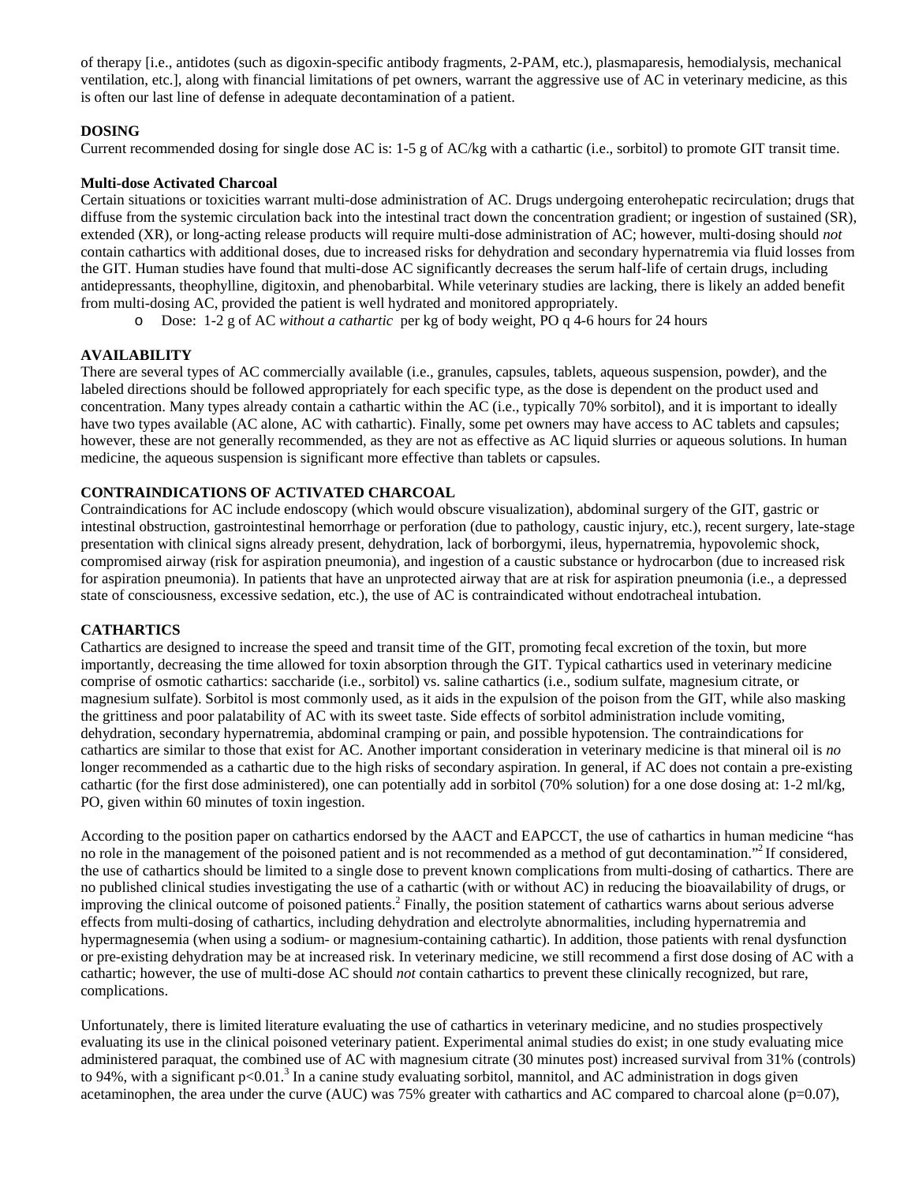of therapy [i.e., antidotes (such as digoxin-specific antibody fragments, 2-PAM, etc.), plasmaparesis, hemodialysis, mechanical ventilation, etc.], along with financial limitations of pet owners, warrant the aggressive use of AC in veterinary medicine, as this is often our last line of defense in adequate decontamination of a patient.

**DOSING**

Current recommended dosing for single dose AC is: 1-5 g of AC/kg with a cathartic (i.e., sorbitol) to promote GIT transit time.

**Multi-dose Activated Charcoal**

Certain situations or toxicities warrant multi-dose administration of AC. Drugs undergoing enterohepatic recirculation; drugs that diffuse from the systemic circulation back into the intestinal tract down the concentration gradient; or ingestion of sustained (SR), extended (XR), or long-acting release products will require multi-dose administration of AC; however, multi-dosing should *not* contain cathartics with additional doses, due to increased risks for dehydration and secondary hypernatremia via fluid losses from the GIT. Human studies have found that multi-dose AC significantly decreases the serum half-life of certain drugs, including antidepressants, theophylline, digitoxin, and phenobarbital. While veterinary studies are lacking, there is likely an added benefit from multi-dosing AC, provided the patient is well hydrated and monitored appropriately.

- Dose: 1-2 g of AC *without a cathartic* per kg of body weight, PO q 4-6 hours for 24 hours

**AVAILABILITY**

There are several types of AC commercially available (i.e., granules, capsules, tablets, aqueous suspension, powder), and the labeled directions should be followed appropriately for each specific type, as the dose is dependent on the product used and concentration. Many types already contain a cathartic within the AC (i.e., typically 70% sorbitol), and it is important to ideally have two types available (AC alone, AC with cathartic). Finally, some pet owners may have access to AC tablets and capsules; however, these are not generally recommended, as they are not as effective as AC liquid slurries or aqueous solutions. In human medicine, the aqueous suspension is significant more effective than tablets or capsules.

**CONTRAINDICATIONS OF ACTIVATED CHARCOAL**

Contraindications for AC include endoscopy (which would obscure visualization), abdominal surgery of the GIT, gastric or intestinal obstruction, gastrointestinal hemorrhage or perforation (due to pathology, caustic injury, etc.), recent surgery, late-stage presentation with clinical signs already present, dehydration, lack of borborgymi, ileus, hypernatremia, hypovolemic shock, compromised airway (risk for aspiration pneumonia), and ingestion of a caustic substance or hydrocarbon (due to increased risk for aspiration pneumonia). In patients that have an unprotected airway that are at risk for aspiration pneumonia (i.e., a depressed state of consciousness, excessive sedation, etc.), the use of AC is contraindicated without endotracheal intubation.

**CATHARTICS**

Cathartics are designed to increase the speed and transit time of the GIT, promoting fecal excretion of the toxin, but more importantly, decreasing the time allowed for toxin absorption through the GIT. Typical cathartics used in veterinary medicine comprise of osmotic cathartics: saccharide (i.e., sorbitol) vs. saline cathartics (i.e., sodium sulfate, magnesium citrate, or magnesium sulfate). Sorbitol is most commonly used, as it aids in the expulsion of the poison from the GIT, while also masking the grittiness and poor palatability of AC with its sweet taste. Side effects of sorbitol administration include vomiting, dehydration, secondary hypernatremia, abdominal cramping or pain, and possible hypotension. The contraindications for cathartics are similar to those that exist for AC. Another important consideration in veterinary medicine is that mineral oil is *no* longer recommended as a cathartic due to the high risks of secondary aspiration. In general, if AC does not contain a pre-existing cathartic (for the first dose administered), one can potentially add in sorbitol (70% solution) for a one dose dosing at: 1-2 ml/kg, PO, given within 60 minutes of toxin ingestion.

According to the position paper on cathartics endorsed by the AACT and EAPCCT, the use of cathartics in human medicine "has no role in the management of the poisoned patient and is not recommended as a method of gut decontamination."[2] If considered, the use of cathartics should be limited to a single dose to prevent known complications from multi-dosing of cathartics. There are no published clinical studies investigating the use of a cathartic (with or without AC) in reducing the bioavailability of drugs, or improving the clinical outcome of poisoned patients.[2] Finally, the position statement of cathartics warns about serious adverse effects from multi-dosing of cathartics, including dehydration and electrolyte abnormalities, including hypernatremia and hypermagnesemia (when using a sodium- or magnesium-containing cathartic). In addition, those patients with renal dysfunction or pre-existing dehydration may be at increased risk. In veterinary medicine, we still recommend a first dose dosing of AC with a cathartic; however, the use of multi-dose AC should *not* contain cathartics to prevent these clinically recognized, but rare, complications.

Unfortunately, there is limited literature evaluating the use of cathartics in veterinary medicine, and no studies prospectively evaluating its use in the clinical poisoned veterinary patient. Experimental animal studies do exist; in one study evaluating mice administered paraquat, the combined use of AC with magnesium citrate (30 minutes post) increased survival from 31% (controls) to 94%, with a significant $p<0.01$.[3] In a canine study evaluating sorbitol, mannitol, and AC administration in dogs given acetaminophen, the area under the curve (AUC) was 75% greater with cathartics and AC compared to charcoal alone ($p=0.07$),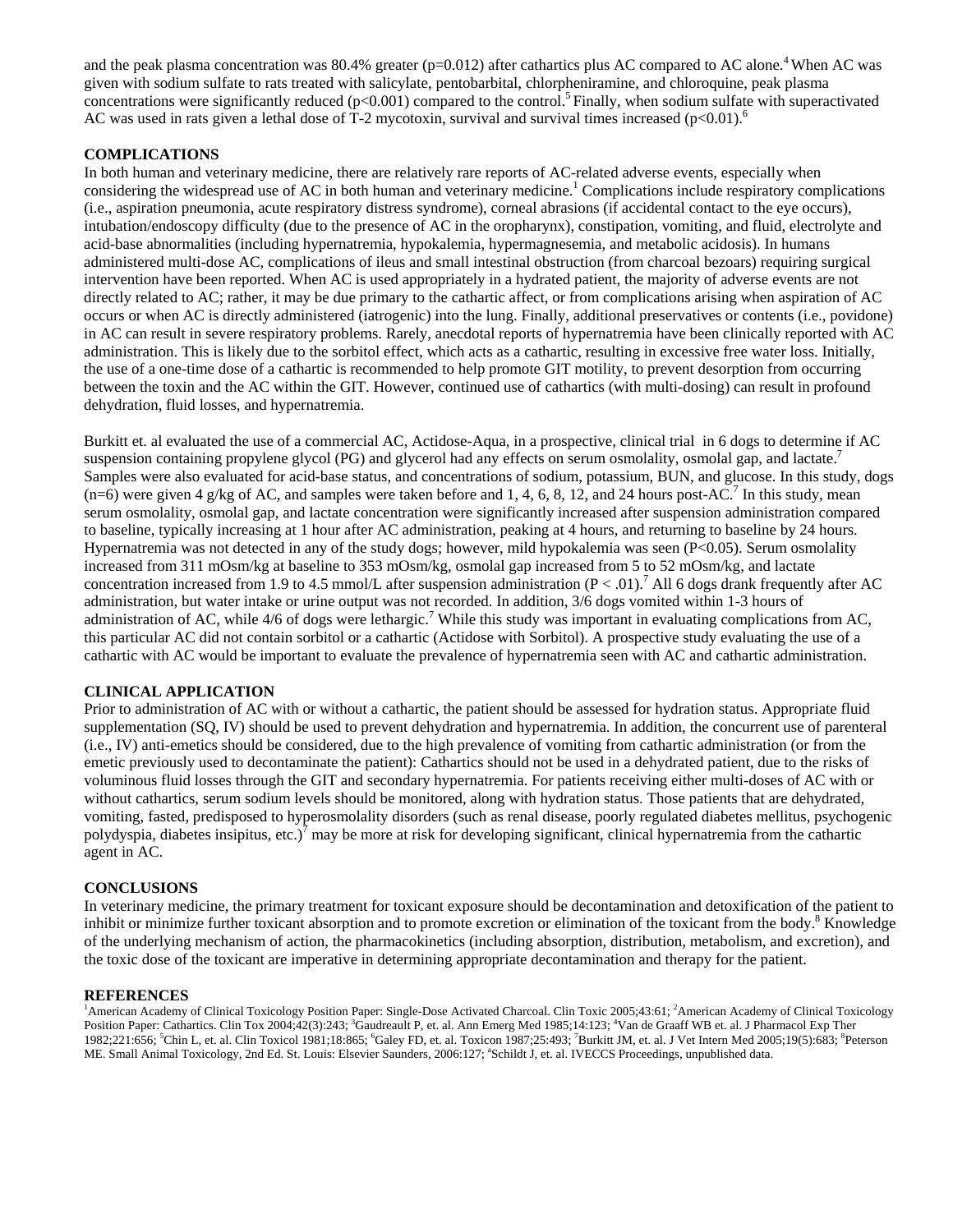and the peak plasma concentration was 80.4% greater ($p=0.012$) after cathartics plus AC compared to AC alone.[4] When AC was given with sodium sulfate to rats treated with salicylate, pentobarbital, chlorpheniramine, and chloroquine, peak plasma concentrations were significantly reduced ($p<0.001$) compared to the control.[5] Finally, when sodium sulfate with superactivated AC was used in rats given a lethal dose of T-2 mycotoxin, survival and survival times increased ($p<0.01$).[6]

## COMPLICATIONS

In both human and veterinary medicine, there are relatively rare reports of AC-related adverse events, especially when considering the widespread use of AC in both human and veterinary medicine.[1] Complications include respiratory complications (i.e., aspiration pneumonia, acute respiratory distress syndrome), corneal abrasions (if accidental contact to the eye occurs), intubation/endoscopy difficulty (due to the presence of AC in the oropharynx), constipation, vomiting, and fluid, electrolyte and acid-base abnormalities (including hypernatremia, hypokalemia, hypermagnesemia, and metabolic acidosis). In humans administered multi-dose AC, complications of ileus and small intestinal obstruction (from charcoal bezoars) requiring surgical intervention have been reported. When AC is used appropriately in a hydrated patient, the majority of adverse events are not directly related to AC; rather, it may be due primary to the cathartic affect, or from complications arising when aspiration of AC occurs or when AC is directly administered (iatrogenic) into the lung. Finally, additional preservatives or contents (i.e., povidone) in AC can result in severe respiratory problems. Rarely, anecdotal reports of hypernatremia have been clinically reported with AC administration. This is likely due to the sorbitol effect, which acts as a cathartic, resulting in excessive free water loss. Initially, the use of a one-time dose of a cathartic is recommended to help promote GIT motility, to prevent desorption from occurring between the toxin and the AC within the GIT. However, continued use of cathartics (with multi-dosing) can result in profound dehydration, fluid losses, and hypernatremia.

Burkitt et. al evaluated the use of a commercial AC, Actidose-Aqua, in a prospective, clinical trial in 6 dogs to determine if AC suspension containing propylene glycol (PG) and glycerol had any effects on serum osmolality, osmolal gap, and lactate.[7] Samples were also evaluated for acid-base status, and concentrations of sodium, potassium, BUN, and glucose. In this study, dogs (n=6) were given 4 g/kg of AC, and samples were taken before and 1, 4, 6, 8, 12, and 24 hours post-AC.[7] In this study, mean serum osmolality, osmolal gap, and lactate concentration were significantly increased after suspension administration compared to baseline, typically increasing at 1 hour after AC administration, peaking at 4 hours, and returning to baseline by 24 hours. Hypernatremia was not detected in any of the study dogs; however, mild hypokalemia was seen ($P<0.05$). Serum osmolality increased from 311 mOsm/kg at baseline to 353 mOsm/kg, osmolal gap increased from 5 to 52 mOsm/kg, and lactate concentration increased from 1.9 to 4.5 mmol/L after suspension administration ($P < .01$).[7] All 6 dogs drank frequently after AC administration, but water intake or urine output was not recorded. In addition, 3/6 dogs vomited within 1-3 hours of administration of AC, while 4/6 of dogs were lethargic.[7] While this study was important in evaluating complications from AC, this particular AC did not contain sorbitol or a cathartic (Actidose with Sorbitol). A prospective study evaluating the use of a cathartic with AC would be important to evaluate the prevalence of hypernatremia seen with AC and cathartic administration.

## CLINICAL APPLICATION

Prior to administration of AC with or without a cathartic, the patient should be assessed for hydration status. Appropriate fluid supplementation (SQ, IV) should be used to prevent dehydration and hypernatremia. In addition, the concurrent use of parenteral (i.e., IV) anti-emetics should be considered, due to the high prevalence of vomiting from cathartic administration (or from the emetic previously used to decontaminate the patient): Cathartics should not be used in a dehydrated patient, due to the risks of voluminous fluid losses through the GIT and secondary hypernatremia. For patients receiving either multi-doses of AC with or without cathartics, serum sodium levels should be monitored, along with hydration status. Those patients that are dehydrated, vomiting, fasted, predisposed to hyperosmolality disorders (such as renal disease, poorly regulated diabetes mellitus, psychogenic polydyspia, diabetes insipitus, etc.)[7] may be more at risk for developing significant, clinical hypernatremia from the cathartic agent in AC.

## CONCLUSIONS

In veterinary medicine, the primary treatment for toxicant exposure should be decontamination and detoxification of the patient to inhibit or minimize further toxicant absorption and to promote excretion or elimination of the toxicant from the body.[8] Knowledge of the underlying mechanism of action, the pharmacokinetics (including absorption, distribution, metabolism, and excretion), and the toxic dose of the toxicant are imperative in determining appropriate decontamination and therapy for the patient.

## REFERENCES

[1]American Academy of Clinical Toxicology Position Paper: Single-Dose Activated Charcoal. Clin Toxic 2005;43:61; [2]American Academy of Clinical Toxicology Position Paper: Cathartics. Clin Tox 2004;42(3):243; [3]Gaudreault P, et. al. Ann Emerg Med 1985;14:123; [4]Van de Graaff WB et. al. J Pharmacol Exp Ther 1982;221:656; [5]Chin L, et. al. Clin Toxicol 1981;18:865; [6]Galey FD, et. al. Toxicon 1987;25:493; [7]Burkitt JM, et. al. J Vet Intern Med 2005;19(5):683; [8]Peterson ME. Small Animal Toxicology, 2nd Ed. St. Louis: Elsevier Saunders, 2006:127; [a]Schildt J, et. al. IVECCS Proceedings, unpublished data.